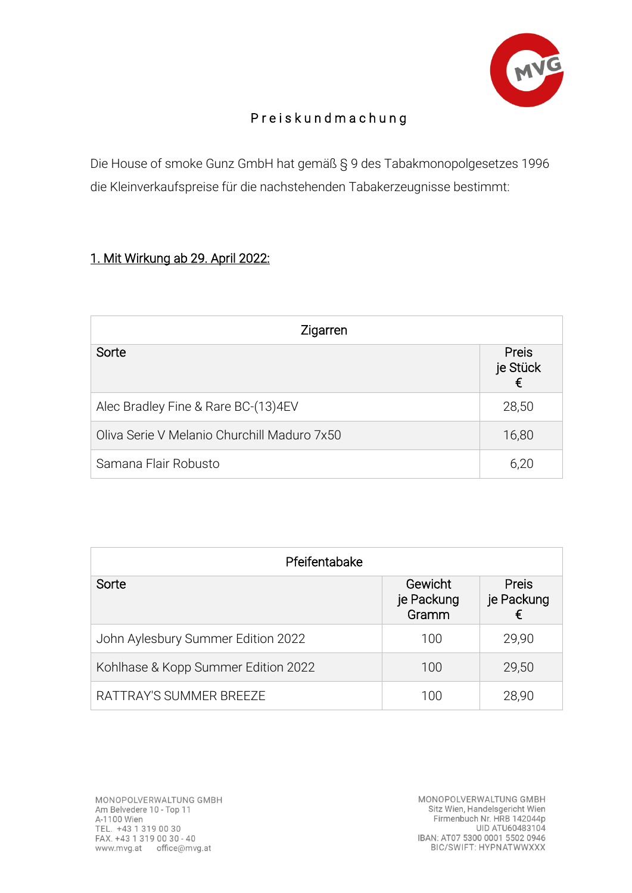# Preiskundmachung

Die House of smoke Gunz GmbH hat gemäß § 9 des Tabakmonopolgesetzes 1996 die Kleinverkaufspreise für die nachstehenden Tabakerzeugnisse bestimmt:

## 1. Mit Wirkung ab 29. April 2022:

| Zigarren | |
|---|---|
| Sorte | Preis je Stück € |
| Alec Bradley Fine & Rare BC-(13)4EV | 28,50 |
| Oliva Serie V Melanio Churchill Maduro 7x50 | 16,80 |
| Samana Flair Robusto | 6,20 |

| Pfeifentabake | | |
|---|---|---|
| Sorte | Gewicht je Packung Gramm | Preis je Packung € |
| John Aylesbury Summer Edition 2022 | 100 | 29,90 |
| Kohlhase & Kopp Summer Edition 2022 | 100 | 29,50 |
| RATTRAY'S SUMMER BREEZE | 100 | 28,90 |

MONOPOLVERWALTUNG GMBH
Am Belvedere 10 - Top 11
A-1100 Wien
TEL. +43 1 319 00 30
FAX. +43 1 319 00 30 - 40
www.mvg.at office@mvg.at

MONOPOLVERWALTUNG GMBH
Sitz Wien, Handelsgericht Wien
Firmenbuch Nr. HRB 142044p
UID ATU60483104
IBAN: AT07 5300 0001 5502 0946
BIC/SWIFT: HYPNATWWXXX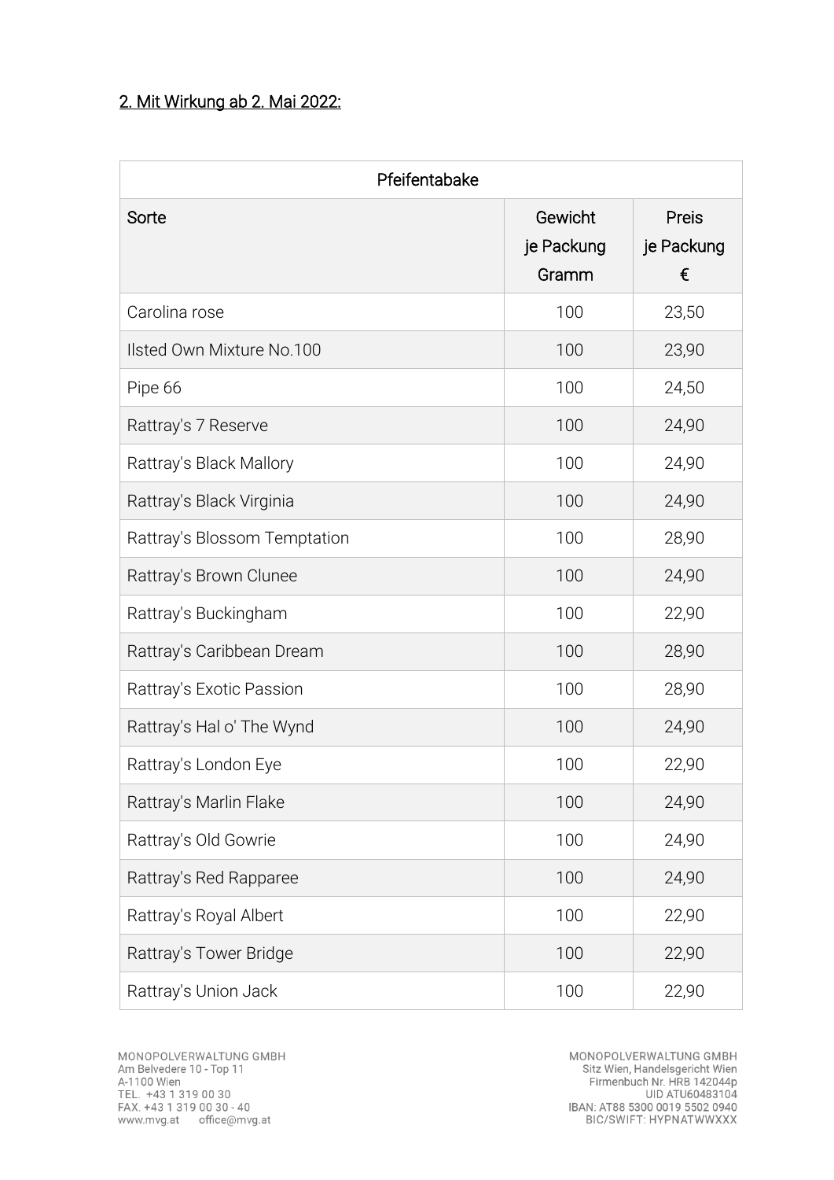## 2. Mit Wirkung ab 2. Mai 2022:

| Pfeifentabake | | |
|---|---|---|
| Sorte | Gewicht je Packung Gramm | Preis je Packung € |
| Carolina rose | 100 | 23,50 |
| Ilsted Own Mixture No.100 | 100 | 23,90 |
| Pipe 66 | 100 | 24,50 |
| Rattray's 7 Reserve | 100 | 24,90 |
| Rattray's Black Mallory | 100 | 24,90 |
| Rattray's Black Virginia | 100 | 24,90 |
| Rattray's Blossom Temptation | 100 | 28,90 |
| Rattray's Brown Clunee | 100 | 24,90 |
| Rattray's Buckingham | 100 | 22,90 |
| Rattray's Caribbean Dream | 100 | 28,90 |
| Rattray's Exotic Passion | 100 | 28,90 |
| Rattray's Hal o' The Wynd | 100 | 24,90 |
| Rattray's London Eye | 100 | 22,90 |
| Rattray's Marlin Flake | 100 | 24,90 |
| Rattray's Old Gowrie | 100 | 24,90 |
| Rattray's Red Rapparee | 100 | 24,90 |
| Rattray's Royal Albert | 100 | 22,90 |
| Rattray's Tower Bridge | 100 | 22,90 |
| Rattray's Union Jack | 100 | 22,90 |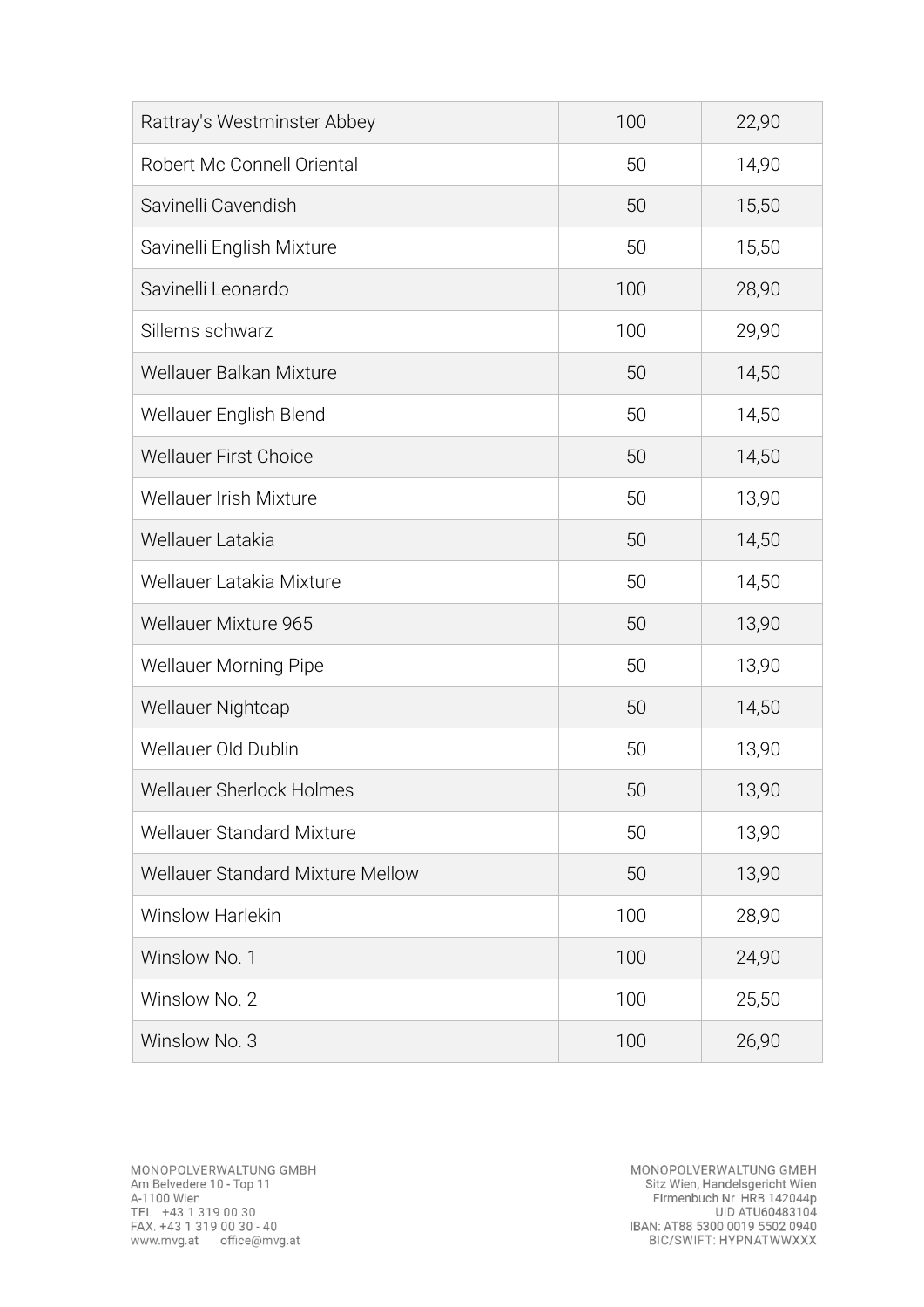| | | |
|---|---|---|
| Rattray's Westminster Abbey | 100 | 22,90 |
| Robert Mc Connell Oriental | 50 | 14,90 |
| Savinelli Cavendish | 50 | 15,50 |
| Savinelli English Mixture | 50 | 15,50 |
| Savinelli Leonardo | 100 | 28,90 |
| Sillems schwarz | 100 | 29,90 |
| Wellauer Balkan Mixture | 50 | 14,50 |
| Wellauer English Blend | 50 | 14,50 |
| Wellauer First Choice | 50 | 14,50 |
| Wellauer Irish Mixture | 50 | 13,90 |
| Wellauer Latakia | 50 | 14,50 |
| Wellauer Latakia Mixture | 50 | 14,50 |
| Wellauer Mixture 965 | 50 | 13,90 |
| Wellauer Morning Pipe | 50 | 13,90 |
| Wellauer Nightcap | 50 | 14,50 |
| Wellauer Old Dublin | 50 | 13,90 |
| Wellauer Sherlock Holmes | 50 | 13,90 |
| Wellauer Standard Mixture | 50 | 13,90 |
| Wellauer Standard Mixture Mellow | 50 | 13,90 |
| Winslow Harlekin | 100 | 28,90 |
| Winslow No. 1 | 100 | 24,90 |
| Winslow No. 2 | 100 | 25,50 |
| Winslow No. 3 | 100 | 26,90 |